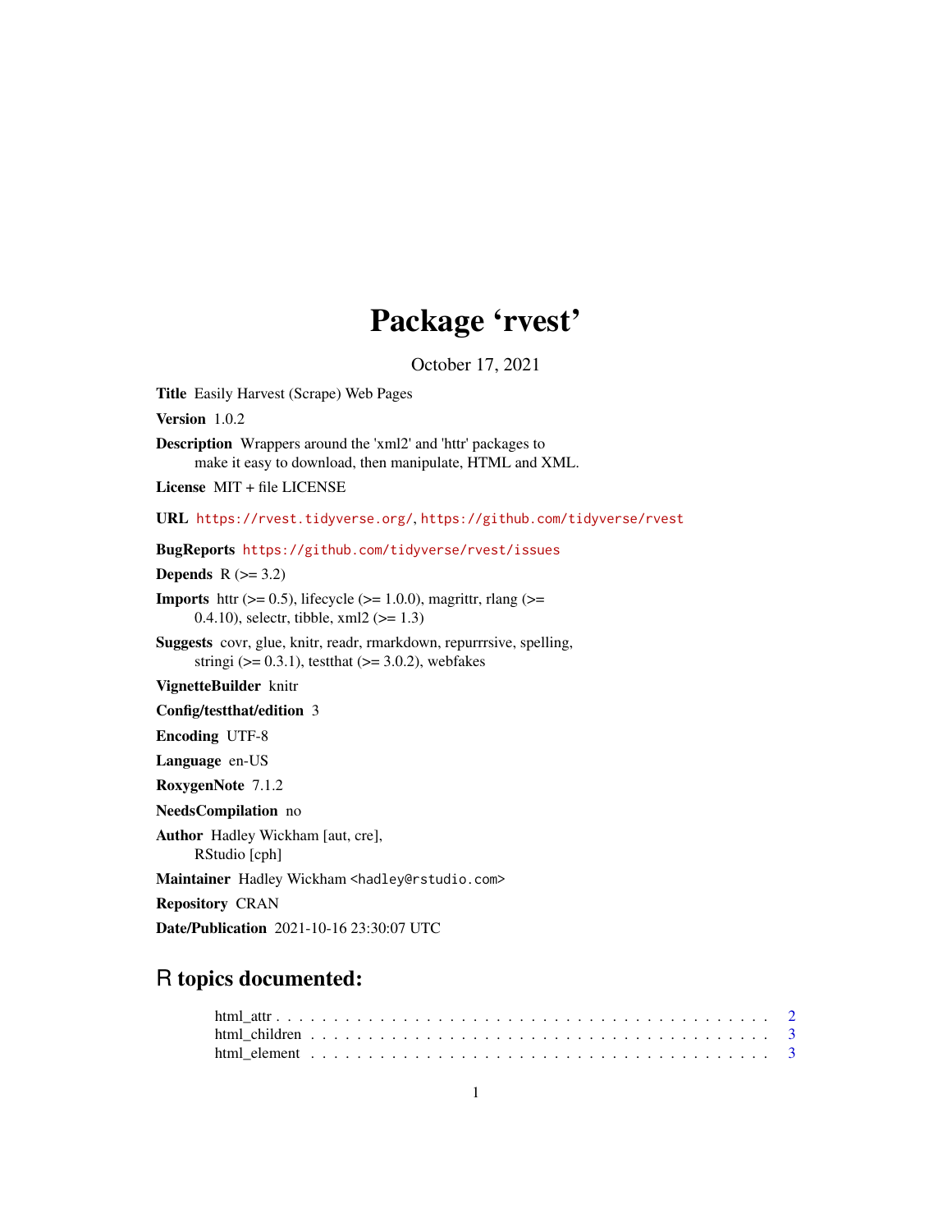# Package 'rvest'

October 17, 2021

**Title** Easily Harvest (Scrape) Web Pages

**Version** 1.0.2

**Description** Wrappers around the 'xml2' and 'httr' packages to make it easy to download, then manipulate, HTML and XML.

**License** MIT + file LICENSE

**URL** https://rvest.tidyverse.org/, https://github.com/tidyverse/rvest

**BugReports** https://github.com/tidyverse/rvest/issues

**Depends** R (>= 3.2)

**Imports** httr (>= 0.5), lifecycle (>= 1.0.0), magrittr, rlang (>= 0.4.10), selectr, tibble, xml2 (>= 1.3)

**Suggests** covr, glue, knitr, readr, rmarkdown, repurrrsive, spelling, stringi (>= 0.3.1), testthat (>= 3.0.2), webfakes

**VignetteBuilder** knitr

**Config/testthat/edition** 3

**Encoding** UTF-8

**Language** en-US

**RoxygenNote** 7.1.2

**NeedsCompilation** no

**Author** Hadley Wickham [aut, cre], RStudio [cph]

**Maintainer** Hadley Wickham <hadley@rstudio.com>

**Repository** CRAN

**Date/Publication** 2021-10-16 23:30:07 UTC

## R topics documented:

html_attr . . . . . . . . . . . . . . . . . . . . . . . . . . . . . . . . . . . . . . . . 2
html_children . . . . . . . . . . . . . . . . . . . . . . . . . . . . . . . . . . . . . 3
html_element . . . . . . . . . . . . . . . . . . . . . . . . . . . . . . . . . . . . . 3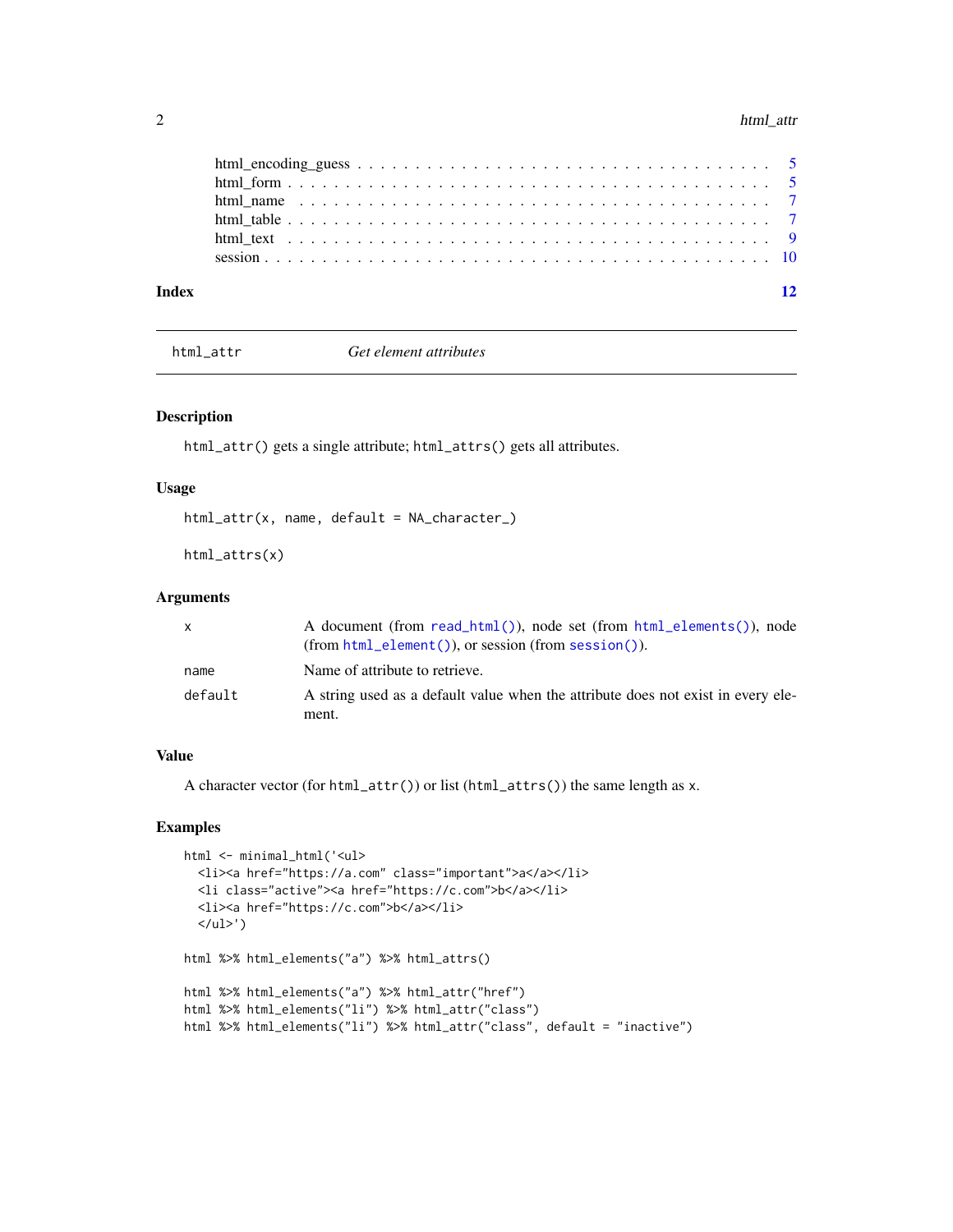| | |
|---|---|
| html_encoding_guess | 5 |
| html_form | 5 |
| html_name | 7 |
| html_table | 7 |
| html_text | 9 |
| session | 10 |

**Index** 12

---

`html_attr` *Get element attributes*

---

### Description

`html_attr()` gets a single attribute; `html_attrs()` gets all attributes.

### Usage

```
html_attr(x, name, default = NA_character_)

html_attrs(x)
```

### Arguments

| | |
|---|---|
| `x` | A document (from `read_html()`), node set (from `html_elements()`), node (from `html_element()`), or session (from `session()`). |
| `name` | Name of attribute to retrieve. |
| `default` | A string used as a default value when the attribute does not exist in every element. |

### Value

A character vector (for `html_attr()`) or list (`html_attrs()`) the same length as `x`.

### Examples

```
html <- minimal_html('<ul>
  <li><a href="https://a.com" class="important">a</a></li>
  <li class="active"><a href="https://c.com">b</a></li>
  <li><a href="https://c.com">b</a></li>
  </ul>')

html %>% html_elements("a") %>% html_attrs()

html %>% html_elements("a") %>% html_attr("href")
html %>% html_elements("li") %>% html_attr("class")
html %>% html_elements("li") %>% html_attr("class", default = "inactive")
```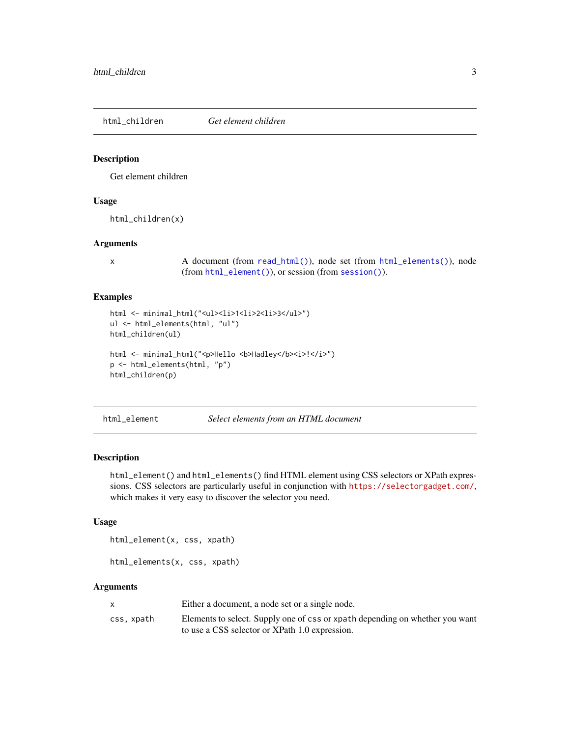## html_children — *Get element children*

### Description

Get element children

### Usage

```
html_children(x)
```

### Arguments

| Argument | Description |
| --- | --- |
| x | A document (from `read_html()`), node set (from `html_elements()`), node (from `html_element()`), or session (from `session()`). |

### Examples

```
html <- minimal_html("<ul><li>1<li>2<li>3</ul>")
ul <- html_elements(html, "ul")
html_children(ul)

html <- minimal_html("<p>Hello <b>Hadley</b><i>!</i>")
p <- html_elements(html, "p")
html_children(p)
```

## html_element — *Select elements from an HTML document*

### Description

`html_element()` and `html_elements()` find HTML element using CSS selectors or XPath expressions. CSS selectors are particularly useful in conjunction with https://selectorgadget.com/, which makes it very easy to discover the selector you need.

### Usage

```
html_element(x, css, xpath)

html_elements(x, css, xpath)
```

### Arguments

| Argument | Description |
| --- | --- |
| x | Either a document, a node set or a single node. |
| css, xpath | Elements to select. Supply one of `css` or `xpath` depending on whether you want to use a CSS selector or XPath 1.0 expression. |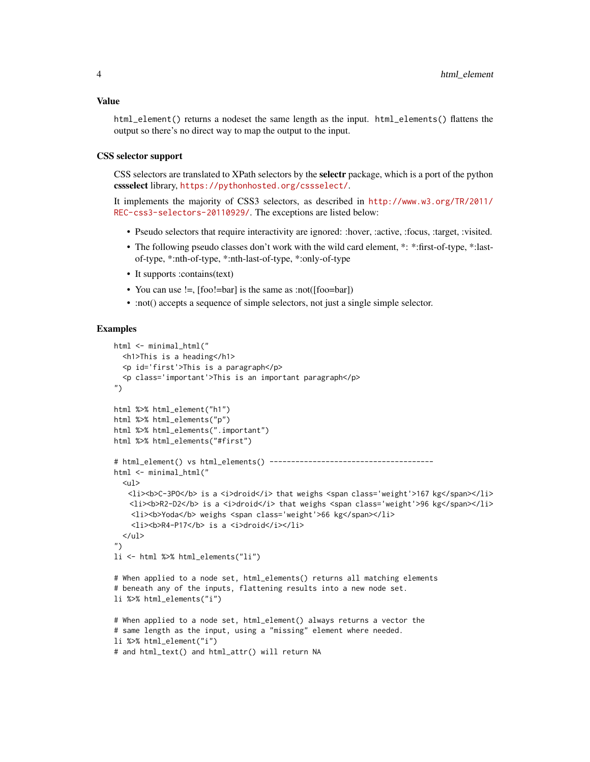### Value

`html_element()` returns a nodeset the same length as the input. `html_elements()` flattens the output so there's no direct way to map the output to the input.

### CSS selector support

CSS selectors are translated to XPath selectors by the **selectr** package, which is a port of the python **cssselect** library, https://pythonhosted.org/cssselect/.

It implements the majority of CSS3 selectors, as described in http://www.w3.org/TR/2011/REC-css3-selectors-20110929/. The exceptions are listed below:

- Pseudo selectors that require interactivity are ignored: :hover, :active, :focus, :target, :visited.
- The following pseudo classes don't work with the wild card element, *: *:first-of-type, *:last-of-type, *:nth-of-type, *:nth-last-of-type, *:only-of-type
- It supports :contains(text)
- You can use !=, [foo!=bar] is the same as :not([foo=bar])
- :not() accepts a sequence of simple selectors, not just a single simple selector.

### Examples

```
html <- minimal_html("
  <h1>This is a heading</h1>
  <p id='first'>This is a paragraph</p>
  <p class='important'>This is an important paragraph</p>
")

html %>% html_element("h1")
html %>% html_elements("p")
html %>% html_elements(".important")
html %>% html_elements("#first")

# html_element() vs html_elements() --------------------------------------
html <- minimal_html("
  <ul>
   <li><b>C-3PO</b> is a <i>droid</i> that weighs <span class='weight'>167 kg</span></li>
   <li><b>R2-D2</b> is a <i>droid</i> that weighs <span class='weight'>96 kg</span></li>
    <li><b>Yoda</b> weighs <span class='weight'>66 kg</span></li>
    <li><b>R4-P17</b> is a <i>droid</i></li>
  </ul>
")
li <- html %>% html_elements("li")

# When applied to a node set, html_elements() returns all matching elements
# beneath any of the inputs, flattening results into a new node set.
li %>% html_elements("i")

# When applied to a node set, html_element() always returns a vector the
# same length as the input, using a "missing" element where needed.
li %>% html_element("i")
# and html_text() and html_attr() will return NA
```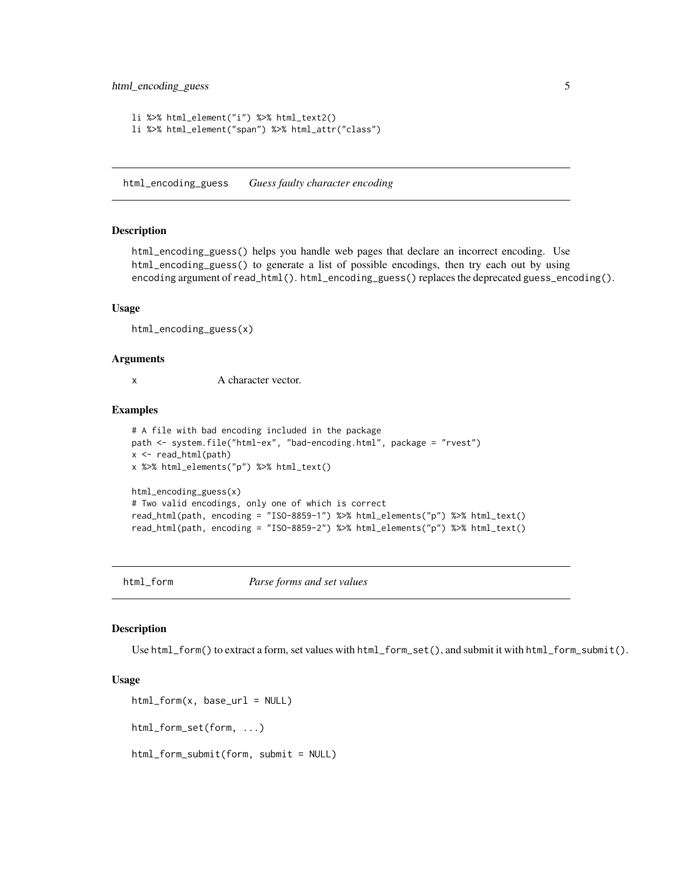```
li %>% html_element("i") %>% html_text2()
li %>% html_element("span") %>% html_attr("class")
```

## html_encoding_guess — *Guess faulty character encoding*

### Description

`html_encoding_guess()` helps you handle web pages that declare an incorrect encoding. Use `html_encoding_guess()` to generate a list of possible encodings, then try each out by using `encoding` argument of `read_html()`. `html_encoding_guess()` replaces the deprecated `guess_encoding()`.

### Usage

```
html_encoding_guess(x)
```

### Arguments

| | |
|---|---|
| `x` | A character vector. |

### Examples

```
# A file with bad encoding included in the package
path <- system.file("html-ex", "bad-encoding.html", package = "rvest")
x <- read_html(path)
x %>% html_elements("p") %>% html_text()

html_encoding_guess(x)
# Two valid encodings, only one of which is correct
read_html(path, encoding = "ISO-8859-1") %>% html_elements("p") %>% html_text()
read_html(path, encoding = "ISO-8859-2") %>% html_elements("p") %>% html_text()
```

## html_form — *Parse forms and set values*

### Description

Use `html_form()` to extract a form, set values with `html_form_set()`, and submit it with `html_form_submit()`.

### Usage

```
html_form(x, base_url = NULL)

html_form_set(form, ...)

html_form_submit(form, submit = NULL)
```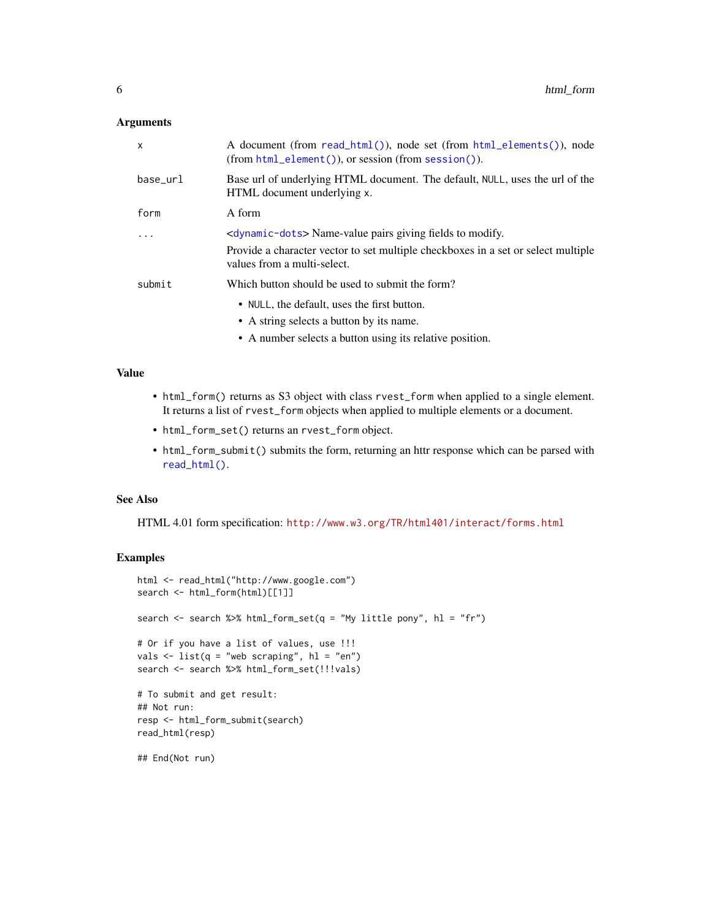### Arguments

| | |
|---|---|
| x | A document (from `read_html()`), node set (from `html_elements()`), node (from `html_element()`), or session (from `session()`). |
| base_url | Base url of underlying HTML document. The default, `NULL`, uses the url of the HTML document underlying `x`. |
| form | A form |
| ... | <`dynamic-dots`> Name-value pairs giving fields to modify. Provide a character vector to set multiple checkboxes in a set or select multiple values from a multi-select. |
| submit | Which button should be used to submit the form? • `NULL`, the default, uses the first button. • A string selects a button by its name. • A number selects a button using its relative position. |

### Value

- `html_form()` returns as S3 object with class `rvest_form` when applied to a single element. It returns a list of `rvest_form` objects when applied to multiple elements or a document.
- `html_form_set()` returns an `rvest_form` object.
- `html_form_submit()` submits the form, returning an httr response which can be parsed with `read_html()`.

### See Also

HTML 4.01 form specification: http://www.w3.org/TR/html401/interact/forms.html

### Examples

```
html <- read_html("http://www.google.com")
search <- html_form(html)[[1]]

search <- search %>% html_form_set(q = "My little pony", hl = "fr")

# Or if you have a list of values, use !!!
vals <- list(q = "web scraping", hl = "en")
search <- search %>% html_form_set(!!!vals)

# To submit and get result:
## Not run:
resp <- html_form_submit(search)
read_html(resp)

## End(Not run)
```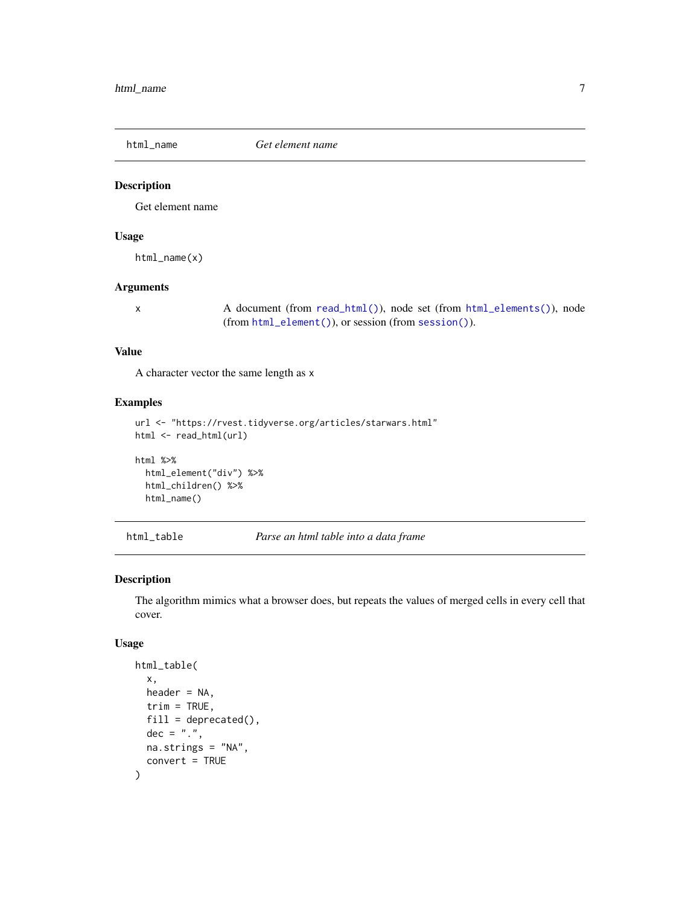## html_name — *Get element name*

### Description

Get element name

### Usage

```
html_name(x)
```

### Arguments

| | |
|---|---|
| x | A document (from read_html()), node set (from html_elements()), node (from html_element()), or session (from session()). |

### Value

A character vector the same length as x

### Examples

```
url <- "https://rvest.tidyverse.org/articles/starwars.html"
html <- read_html(url)

html %>%
  html_element("div") %>%
  html_children() %>%
  html_name()
```

## html_table — *Parse an html table into a data frame*

### Description

The algorithm mimics what a browser does, but repeats the values of merged cells in every cell that cover.

### Usage

```
html_table(
  x,
  header = NA,
  trim = TRUE,
  fill = deprecated(),
  dec = ".",
  na.strings = "NA",
  convert = TRUE
)
```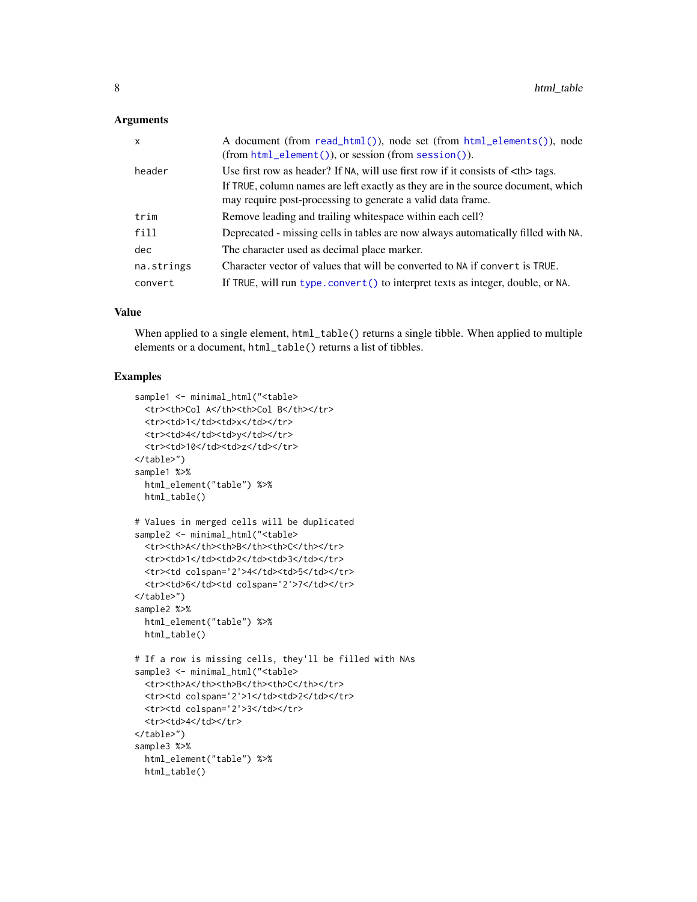### Arguments

| | |
|---|---|
| x | A document (from `read_html()`), node set (from `html_elements()`), node (from `html_element()`), or session (from `session()`). |
| header | Use first row as header? If `NA`, will use first row if it consists of <th> tags. If `TRUE`, column names are left exactly as they are in the source document, which may require post-processing to generate a valid data frame. |
| trim | Remove leading and trailing whitespace within each cell? |
| fill | Deprecated - missing cells in tables are now always automatically filled with `NA`. |
| dec | The character used as decimal place marker. |
| na.strings | Character vector of values that will be converted to `NA` if `convert` is `TRUE`. |
| convert | If `TRUE`, will run `type.convert()` to interpret texts as integer, double, or `NA`. |

### Value

When applied to a single element, `html_table()` returns a single tibble. When applied to multiple elements or a document, `html_table()` returns a list of tibbles.

### Examples

```
sample1 <- minimal_html("<table>
  <tr><th>Col A</th><th>Col B</th></tr>
  <tr><td>1</td><td>x</td></tr>
  <tr><td>4</td><td>y</td></tr>
  <tr><td>10</td><td>z</td></tr>
</table>")
sample1 %>%
  html_element("table") %>%
  html_table()

# Values in merged cells will be duplicated
sample2 <- minimal_html("<table>
  <tr><th>A</th><th>B</th><th>C</th></tr>
  <tr><td>1</td><td>2</td><td>3</td></tr>
  <tr><td colspan='2'>4</td><td>5</td></tr>
  <tr><td>6</td><td colspan='2'>7</td></tr>
</table>")
sample2 %>%
  html_element("table") %>%
  html_table()

# If a row is missing cells, they'll be filled with NAs
sample3 <- minimal_html("<table>
  <tr><th>A</th><th>B</th><th>C</th></tr>
  <tr><td colspan='2'>1</td><td>2</td></tr>
  <tr><td colspan='2'>3</td></tr>
  <tr><td>4</td></tr>
</table>")
sample3 %>%
  html_element("table") %>%
  html_table()
```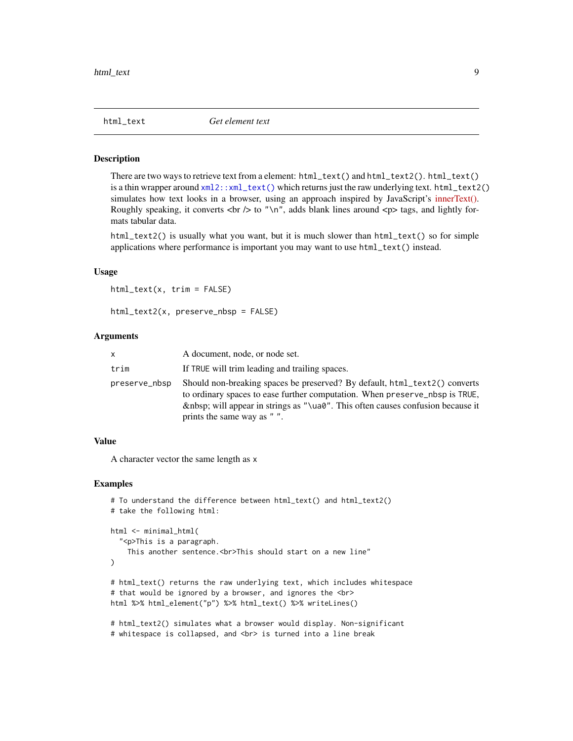## html_text — *Get element text*

### Description

There are two ways to retrieve text from a element: `html_text()` and `html_text2()`. `html_text()` is a thin wrapper around `xml2::xml_text()` which returns just the raw underlying text. `html_text2()` simulates how text looks in a browser, using an approach inspired by JavaScript's innerText(). Roughly speaking, it converts <br /> to `"\n"`, adds blank lines around <p> tags, and lightly formats tabular data.

`html_text2()` is usually what you want, but it is much slower than `html_text()` so for simple applications where performance is important you may want to use `html_text()` instead.

### Usage

```
html_text(x, trim = FALSE)

html_text2(x, preserve_nbsp = FALSE)
```

### Arguments

| | |
|---|---|
| `x` | A document, node, or node set. |
| `trim` | If `TRUE` will trim leading and trailing spaces. |
| `preserve_nbsp` | Should non-breaking spaces be preserved? By default, `html_text2()` converts to ordinary spaces to ease further computation. When `preserve_nbsp` is `TRUE`, &nbsp; will appear in strings as `"\ua0"`. This often causes confusion because it prints the same way as `" "`. |

### Value

A character vector the same length as `x`

### Examples

```
# To understand the difference between html_text() and html_text2()
# take the following html:

html <- minimal_html(
  "<p>This is a paragraph.
    This another sentence.<br>This should start on a new line"
)

# html_text() returns the raw underlying text, which includes whitespace
# that would be ignored by a browser, and ignores the <br>
html %>% html_element("p") %>% html_text() %>% writeLines()

# html_text2() simulates what a browser would display. Non-significant
# whitespace is collapsed, and <br> is turned into a line break
```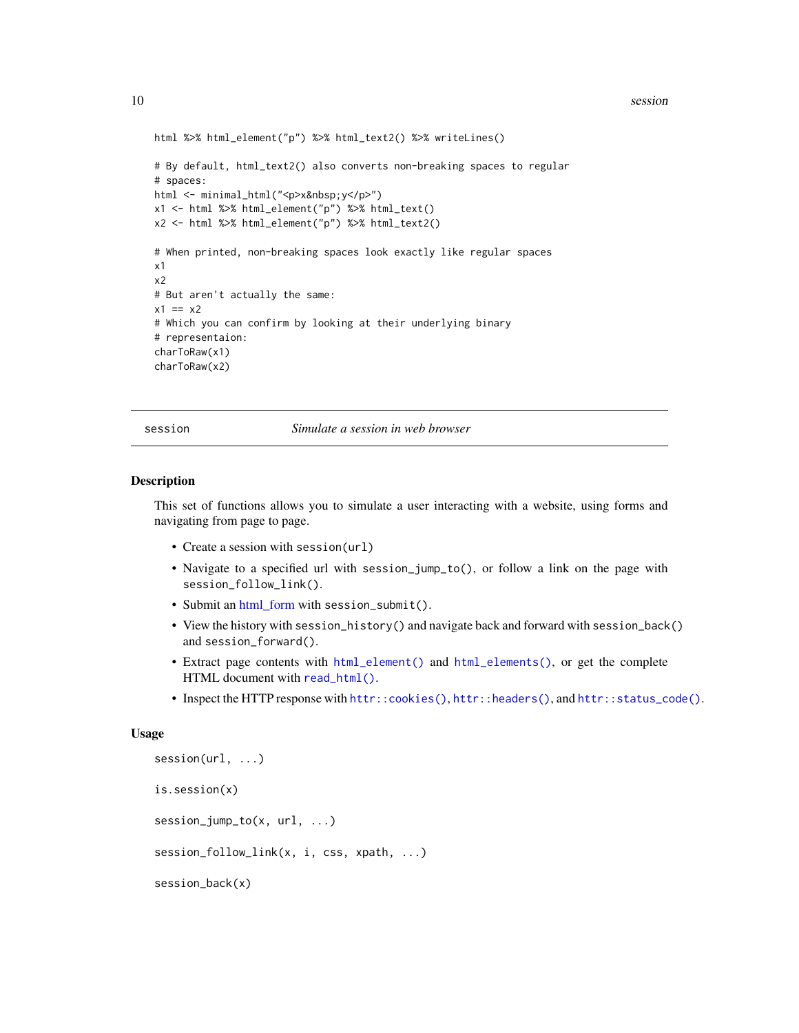```
html %>% html_element("p") %>% html_text2() %>% writeLines()

# By default, html_text2() also converts non-breaking spaces to regular
# spaces:
html <- minimal_html("<p>x&nbsp;y</p>")
x1 <- html %>% html_element("p") %>% html_text()
x2 <- html %>% html_element("p") %>% html_text2()

# When printed, non-breaking spaces look exactly like regular spaces
x1
x2
# But aren't actually the same:
x1 == x2
# Which you can confirm by looking at their underlying binary
# representaion:
charToRaw(x1)
charToRaw(x2)
```

---

## session — *Simulate a session in web browser*

---

### Description

This set of functions allows you to simulate a user interacting with a website, using forms and navigating from page to page.

- Create a session with `session(url)`
- Navigate to a specified url with `session_jump_to()`, or follow a link on the page with `session_follow_link()`.
- Submit an html_form with `session_submit()`.
- View the history with `session_history()` and navigate back and forward with `session_back()` and `session_forward()`.
- Extract page contents with `html_element()` and `html_elements()`, or get the complete HTML document with `read_html()`.
- Inspect the HTTP response with `httr::cookies()`, `httr::headers()`, and `httr::status_code()`.

### Usage

```
session(url, ...)

is.session(x)

session_jump_to(x, url, ...)

session_follow_link(x, i, css, xpath, ...)

session_back(x)
```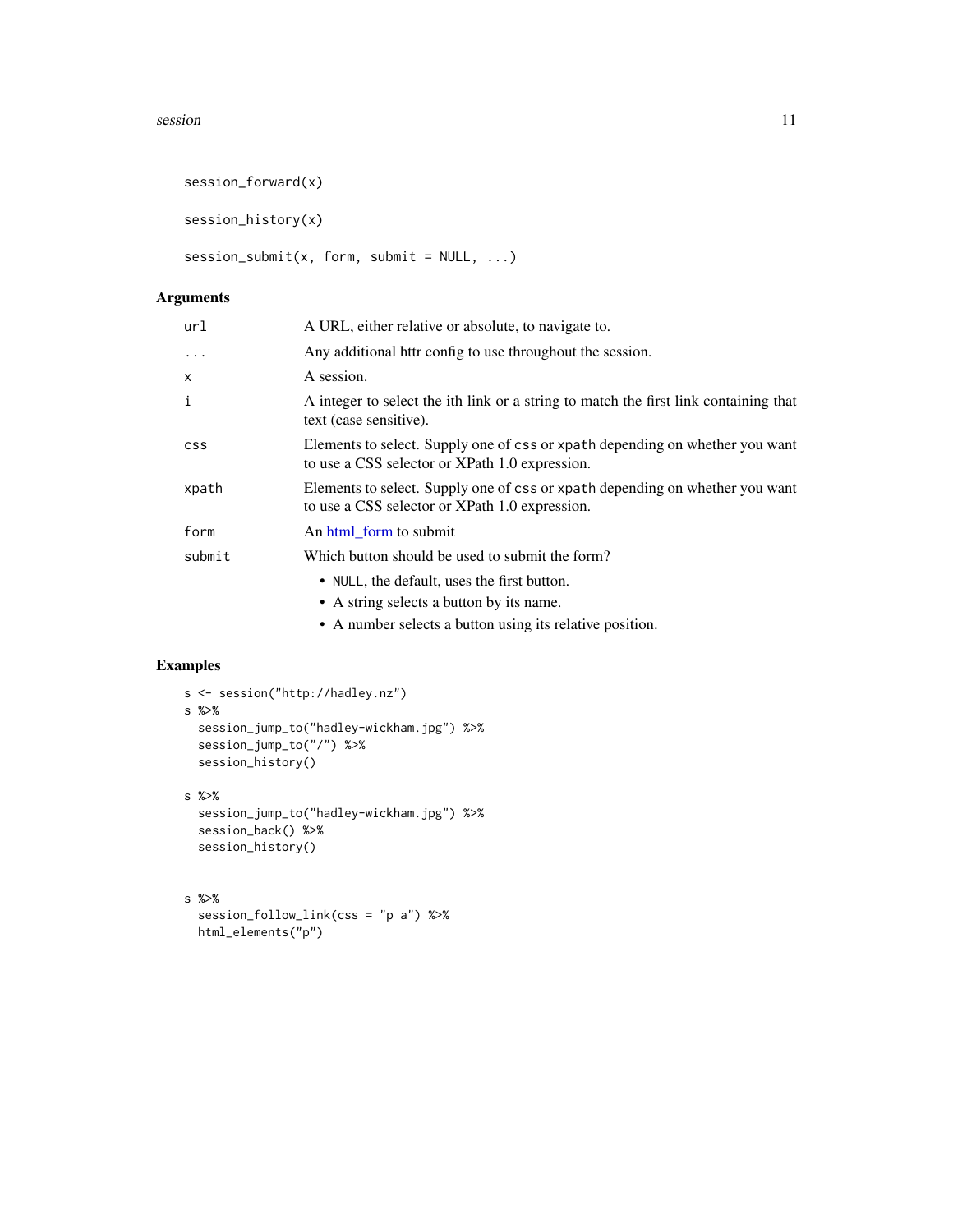```
session_forward(x)

session_history(x)

session_submit(x, form, submit = NULL, ...)
```

### Arguments

| | |
|---|---|
| url | A URL, either relative or absolute, to navigate to. |
| ... | Any additional httr config to use throughout the session. |
| x | A session. |
| i | A integer to select the ith link or a string to match the first link containing that text (case sensitive). |
| css | Elements to select. Supply one of css or xpath depending on whether you want to use a CSS selector or XPath 1.0 expression. |
| xpath | Elements to select. Supply one of css or xpath depending on whether you want to use a CSS selector or XPath 1.0 expression. |
| form | An html_form to submit |
| submit | Which button should be used to submit the form?<br>• NULL, the default, uses the first button.<br>• A string selects a button by its name.<br>• A number selects a button using its relative position. |

### Examples

```
s <- session("http://hadley.nz")
s %>%
  session_jump_to("hadley-wickham.jpg") %>%
  session_jump_to("/") %>%
  session_history()

s %>%
  session_jump_to("hadley-wickham.jpg") %>%
  session_back() %>%
  session_history()


s %>%
  session_follow_link(css = "p a") %>%
  html_elements("p")
```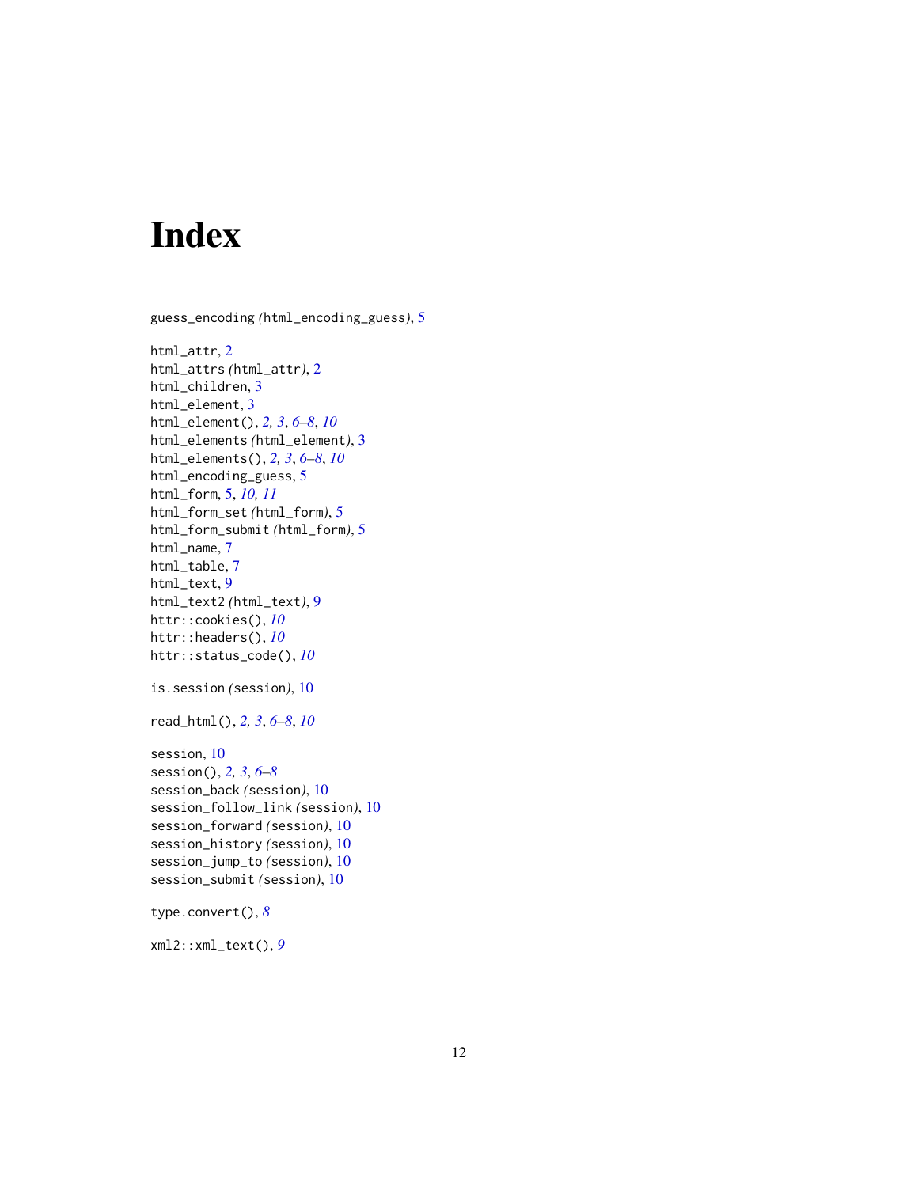# Index

guess_encoding (html_encoding_guess), 5

html_attr, 2
html_attrs (html_attr), 2
html_children, 3
html_element, 3
html_element(), *2, 3*, *6–8*, *10*
html_elements (html_element), 3
html_elements(), *2, 3*, *6–8*, *10*
html_encoding_guess, 5
html_form, 5, *10, 11*
html_form_set (html_form), 5
html_form_submit (html_form), 5
html_name, 7
html_table, 7
html_text, 9
html_text2 (html_text), 9
httr::cookies(), *10*
httr::headers(), *10*
httr::status_code(), *10*

is.session (session), 10

read_html(), *2, 3*, *6–8*, *10*

session, 10
session(), *2, 3*, *6–8*
session_back (session), 10
session_follow_link (session), 10
session_forward (session), 10
session_history (session), 10
session_jump_to (session), 10
session_submit (session), 10

type.convert(), *8*

xml2::xml_text(), *9*